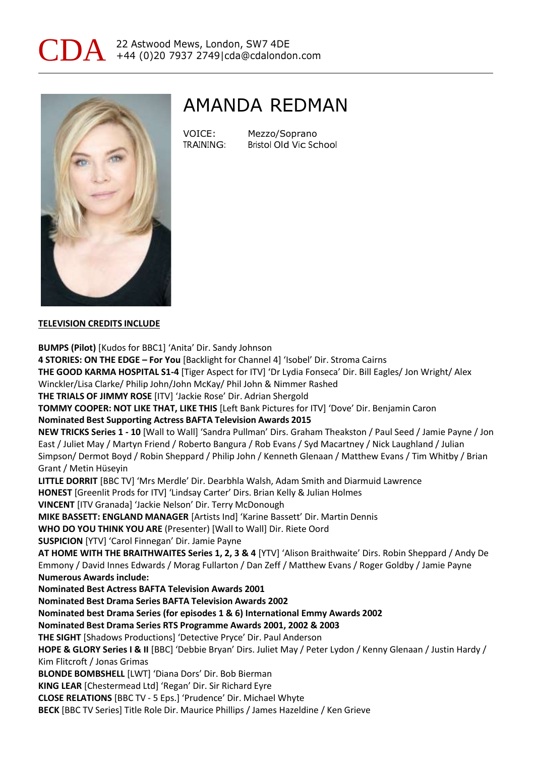CDA 22 Astwood Mews, London, SW7 4DE
+44 (0)20 7937 2749|cda@cdalondon.com

# AMANDA REDMAN

VOICE: Mezzo/Soprano
TRAINING: Bristol Old Vic School

## TELEVISION CREDITS INCLUDE

**BUMPS (Pilot)** [Kudos for BBC1] 'Anita' Dir. Sandy Johnson
**4 STORIES: ON THE EDGE – For You** [Backlight for Channel 4] 'Isobel' Dir. Stroma Cairns
**THE GOOD KARMA HOSPITAL S1-4** [Tiger Aspect for ITV] 'Dr Lydia Fonseca' Dir. Bill Eagles/ Jon Wright/ Alex Winckler/Lisa Clarke/ Philip John/John McKay/ Phil John & Nimmer Rashed
**THE TRIALS OF JIMMY ROSE** [ITV] 'Jackie Rose' Dir. Adrian Shergold
**TOMMY COOPER: NOT LIKE THAT, LIKE THIS** [Left Bank Pictures for ITV] 'Dove' Dir. Benjamin Caron
**Nominated Best Supporting Actress BAFTA Television Awards 2015**
**NEW TRICKS Series 1 - 10** [Wall to Wall] 'Sandra Pullman' Dirs. Graham Theakston / Paul Seed / Jamie Payne / Jon East / Juliet May / Martyn Friend / Roberto Bangura / Rob Evans / Syd Macartney / Nick Laughland / Julian Simpson/ Dermot Boyd / Robin Sheppard / Philip John / Kenneth Glenaan / Matthew Evans / Tim Whitby / Brian Grant / Metin Hüseyin
**LITTLE DORRIT** [BBC TV] 'Mrs Merdle' Dir. Dearbhla Walsh, Adam Smith and Diarmuid Lawrence
**HONEST** [Greenlit Prods for ITV] 'Lindsay Carter' Dirs. Brian Kelly & Julian Holmes
**VINCENT** [ITV Granada] 'Jackie Nelson' Dir. Terry McDonough
**MIKE BASSETT: ENGLAND MANAGER** [Artists Ind] 'Karine Bassett' Dir. Martin Dennis
**WHO DO YOU THINK YOU ARE** (Presenter) [Wall to Wall] Dir. Riete Oord
**SUSPICION** [YTV] 'Carol Finnegan' Dir. Jamie Payne
**AT HOME WITH THE BRAITHWAITES Series 1, 2, 3 & 4** [YTV] 'Alison Braithwaite' Dirs. Robin Sheppard / Andy De Emmony / David Innes Edwards / Morag Fullarton / Dan Zeff / Matthew Evans / Roger Goldby / Jamie Payne
**Numerous Awards include:**
**Nominated Best Actress BAFTA Television Awards 2001**
**Nominated Best Drama Series BAFTA Television Awards 2002**
**Nominated best Drama Series (for episodes 1 & 6) International Emmy Awards 2002**
**Nominated Best Drama Series RTS Programme Awards 2001, 2002 & 2003**
**THE SIGHT** [Shadows Productions] 'Detective Pryce' Dir. Paul Anderson
**HOPE & GLORY Series I & II** [BBC] 'Debbie Bryan' Dirs. Juliet May / Peter Lydon / Kenny Glenaan / Justin Hardy / Kim Flitcroft / Jonas Grimas
**BLONDE BOMBSHELL** [LWT] 'Diana Dors' Dir. Bob Bierman
**KING LEAR** [Chestermead Ltd] 'Regan' Dir. Sir Richard Eyre
**CLOSE RELATIONS** [BBC TV - 5 Eps.] 'Prudence' Dir. Michael Whyte
**BECK** [BBC TV Series] Title Role Dir. Maurice Phillips / James Hazeldine / Ken Grieve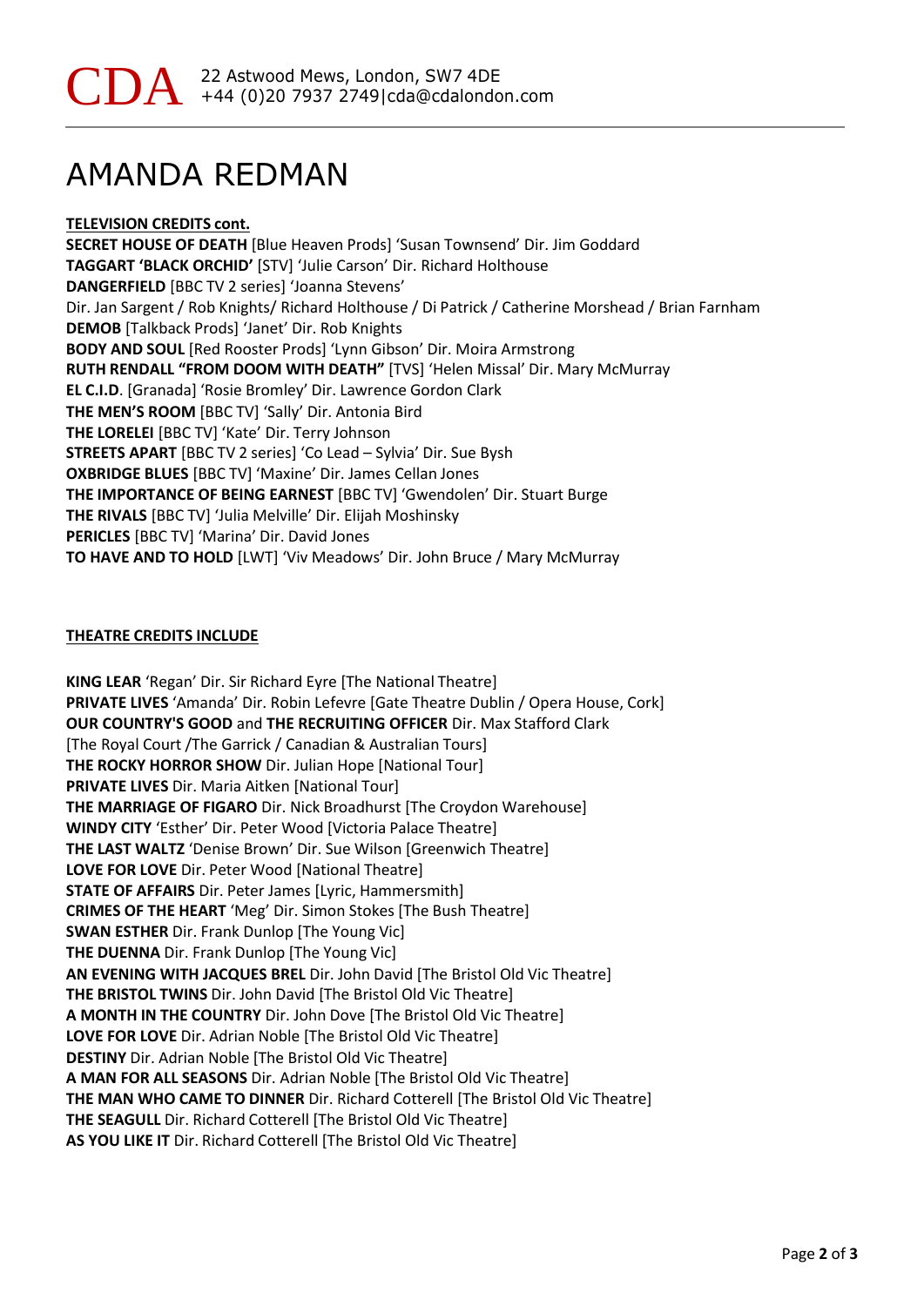# AMANDA REDMAN

**TELEVISION CREDITS cont.**

**SECRET HOUSE OF DEATH** [Blue Heaven Prods] 'Susan Townsend' Dir. Jim Goddard
**TAGGART 'BLACK ORCHID'** [STV] 'Julie Carson' Dir. Richard Holthouse
**DANGERFIELD** [BBC TV 2 series] 'Joanna Stevens'
Dir. Jan Sargent / Rob Knights/ Richard Holthouse / Di Patrick / Catherine Morshead / Brian Farnham
**DEMOB** [Talkback Prods] 'Janet' Dir. Rob Knights
**BODY AND SOUL** [Red Rooster Prods] 'Lynn Gibson' Dir. Moira Armstrong
**RUTH RENDALL "FROM DOOM WITH DEATH"** [TVS] 'Helen Missal' Dir. Mary McMurray
**EL C.I.D**. [Granada] 'Rosie Bromley' Dir. Lawrence Gordon Clark
**THE MEN'S ROOM** [BBC TV] 'Sally' Dir. Antonia Bird
**THE LORELEI** [BBC TV] 'Kate' Dir. Terry Johnson
**STREETS APART** [BBC TV 2 series] 'Co Lead – Sylvia' Dir. Sue Bysh
**OXBRIDGE BLUES** [BBC TV] 'Maxine' Dir. James Cellan Jones
**THE IMPORTANCE OF BEING EARNEST** [BBC TV] 'Gwendolen' Dir. Stuart Burge
**THE RIVALS** [BBC TV] 'Julia Melville' Dir. Elijah Moshinsky
**PERICLES** [BBC TV] 'Marina' Dir. David Jones
**TO HAVE AND TO HOLD** [LWT] 'Viv Meadows' Dir. John Bruce / Mary McMurray

**THEATRE CREDITS INCLUDE**

**KING LEAR** 'Regan' Dir. Sir Richard Eyre [The National Theatre]
**PRIVATE LIVES** 'Amanda' Dir. Robin Lefevre [Gate Theatre Dublin / Opera House, Cork]
**OUR COUNTRY'S GOOD** and **THE RECRUITING OFFICER** Dir. Max Stafford Clark
[The Royal Court /The Garrick / Canadian & Australian Tours]
**THE ROCKY HORROR SHOW** Dir. Julian Hope [National Tour]
**PRIVATE LIVES** Dir. Maria Aitken [National Tour]
**THE MARRIAGE OF FIGARO** Dir. Nick Broadhurst [The Croydon Warehouse]
**WINDY CITY** 'Esther' Dir. Peter Wood [Victoria Palace Theatre]
**THE LAST WALTZ** 'Denise Brown' Dir. Sue Wilson [Greenwich Theatre]
**LOVE FOR LOVE** Dir. Peter Wood [National Theatre]
**STATE OF AFFAIRS** Dir. Peter James [Lyric, Hammersmith]
**CRIMES OF THE HEART** 'Meg' Dir. Simon Stokes [The Bush Theatre]
**SWAN ESTHER** Dir. Frank Dunlop [The Young Vic]
**THE DUENNA** Dir. Frank Dunlop [The Young Vic]
**AN EVENING WITH JACQUES BREL** Dir. John David [The Bristol Old Vic Theatre]
**THE BRISTOL TWINS** Dir. John David [The Bristol Old Vic Theatre]
**A MONTH IN THE COUNTRY** Dir. John Dove [The Bristol Old Vic Theatre]
**LOVE FOR LOVE** Dir. Adrian Noble [The Bristol Old Vic Theatre]
**DESTINY** Dir. Adrian Noble [The Bristol Old Vic Theatre]
**A MAN FOR ALL SEASONS** Dir. Adrian Noble [The Bristol Old Vic Theatre]
**THE MAN WHO CAME TO DINNER** Dir. Richard Cotterell [The Bristol Old Vic Theatre]
**THE SEAGULL** Dir. Richard Cotterell [The Bristol Old Vic Theatre]
**AS YOU LIKE IT** Dir. Richard Cotterell [The Bristol Old Vic Theatre]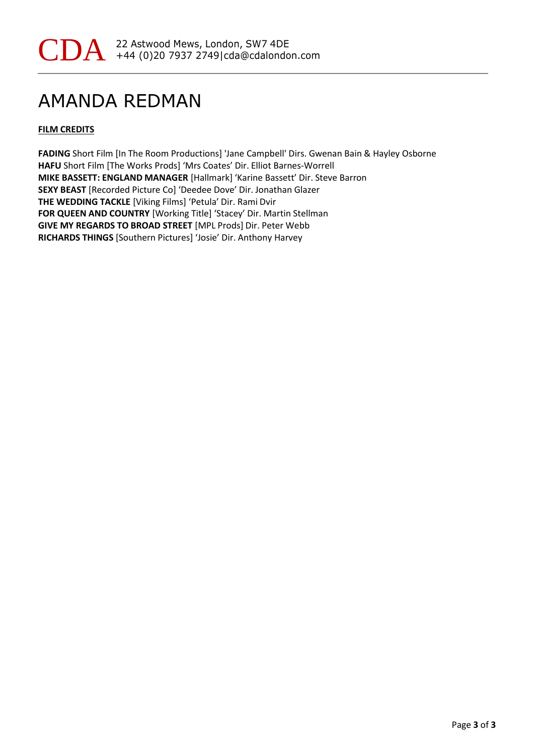CDA 22 Astwood Mews, London, SW7 4DE
+44 (0)20 7937 2749|cda@cdalondon.com

# AMANDA REDMAN

**FILM CREDITS**

**FADING** Short Film [In The Room Productions] 'Jane Campbell' Dirs. Gwenan Bain & Hayley Osborne
**HAFU** Short Film [The Works Prods] 'Mrs Coates' Dir. Elliot Barnes-Worrell
**MIKE BASSETT: ENGLAND MANAGER** [Hallmark] 'Karine Bassett' Dir. Steve Barron
**SEXY BEAST** [Recorded Picture Co] 'Deedee Dove' Dir. Jonathan Glazer
**THE WEDDING TACKLE** [Viking Films] 'Petula' Dir. Rami Dvir
**FOR QUEEN AND COUNTRY** [Working Title] 'Stacey' Dir. Martin Stellman
**GIVE MY REGARDS TO BROAD STREET** [MPL Prods] Dir. Peter Webb
**RICHARDS THINGS** [Southern Pictures] 'Josie' Dir. Anthony Harvey